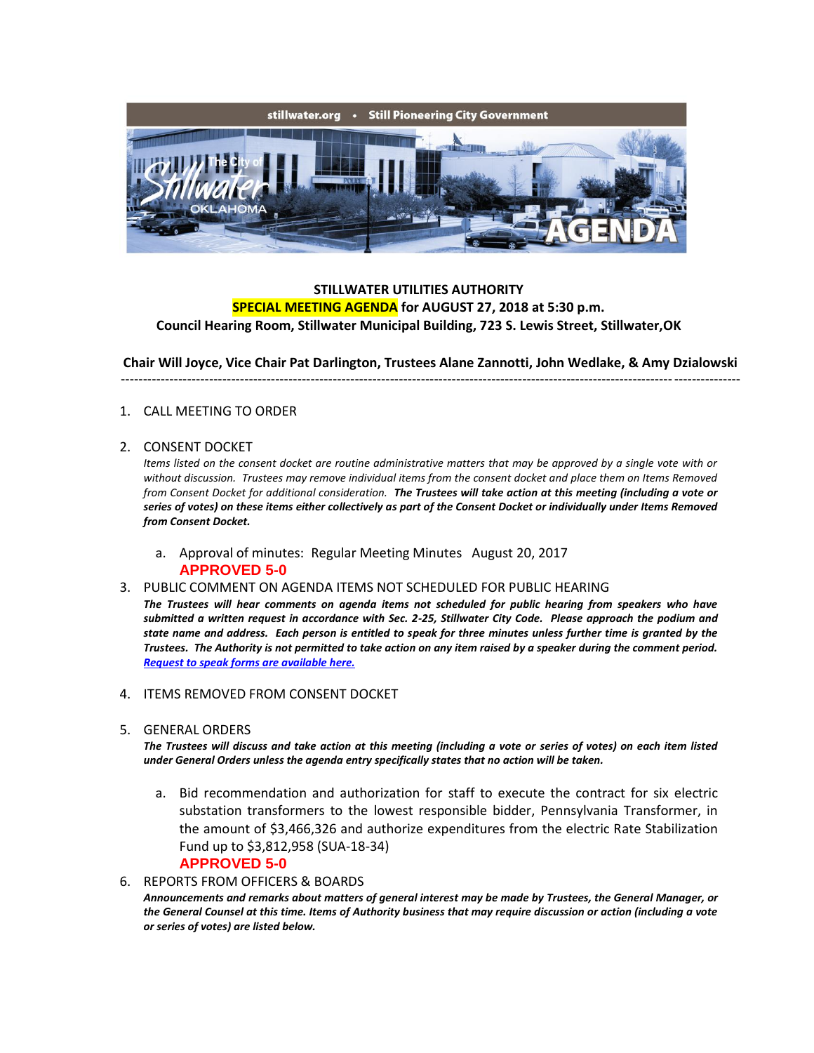stillwater.org • Still Pioneering City Government

The City of Stillwater OKLAHOMA

AGENDA

**STILLWATER UTILITIES AUTHORITY**
**SPECIAL MEETING AGENDA for AUGUST 27, 2018 at 5:30 p.m.**
**Council Hearing Room, Stillwater Municipal Building, 723 S. Lewis Street, Stillwater,OK**

**Chair Will Joyce, Vice Chair Pat Darlington, Trustees Alane Zannotti, John Wedlake, & Amy Dzialowski**

---

1. CALL MEETING TO ORDER

2. CONSENT DOCKET

   *Items listed on the consent docket are routine administrative matters that may be approved by a single vote with or without discussion. Trustees may remove individual items from the consent docket and place them on Items Removed from Consent Docket for additional consideration.* ***The Trustees will take action at this meeting (including a vote or series of votes) on these items either collectively as part of the Consent Docket or individually under Items Removed from Consent Docket.***

   a. Approval of minutes: Regular Meeting Minutes August 20, 2017
   **APPROVED 5-0**

3. PUBLIC COMMENT ON AGENDA ITEMS NOT SCHEDULED FOR PUBLIC HEARING

   ***The Trustees will hear comments on agenda items not scheduled for public hearing from speakers who have submitted a written request in accordance with Sec. 2-25, Stillwater City Code. Please approach the podium and state name and address. Each person is entitled to speak for three minutes unless further time is granted by the Trustees. The Authority is not permitted to take action on any item raised by a speaker during the comment period.*** ***Request to speak forms are available here.***

4. ITEMS REMOVED FROM CONSENT DOCKET

5. GENERAL ORDERS

   ***The Trustees will discuss and take action at this meeting (including a vote or series of votes) on each item listed under General Orders unless the agenda entry specifically states that no action will be taken.***

   a. Bid recommendation and authorization for staff to execute the contract for six electric substation transformers to the lowest responsible bidder, Pennsylvania Transformer, in the amount of $3,466,326 and authorize expenditures from the electric Rate Stabilization Fund up to $3,812,958 (SUA-18-34)
   **APPROVED 5-0**

6. REPORTS FROM OFFICERS & BOARDS

   ***Announcements and remarks about matters of general interest may be made by Trustees, the General Manager, or the General Counsel at this time. Items of Authority business that may require discussion or action (including a vote or series of votes) are listed below.***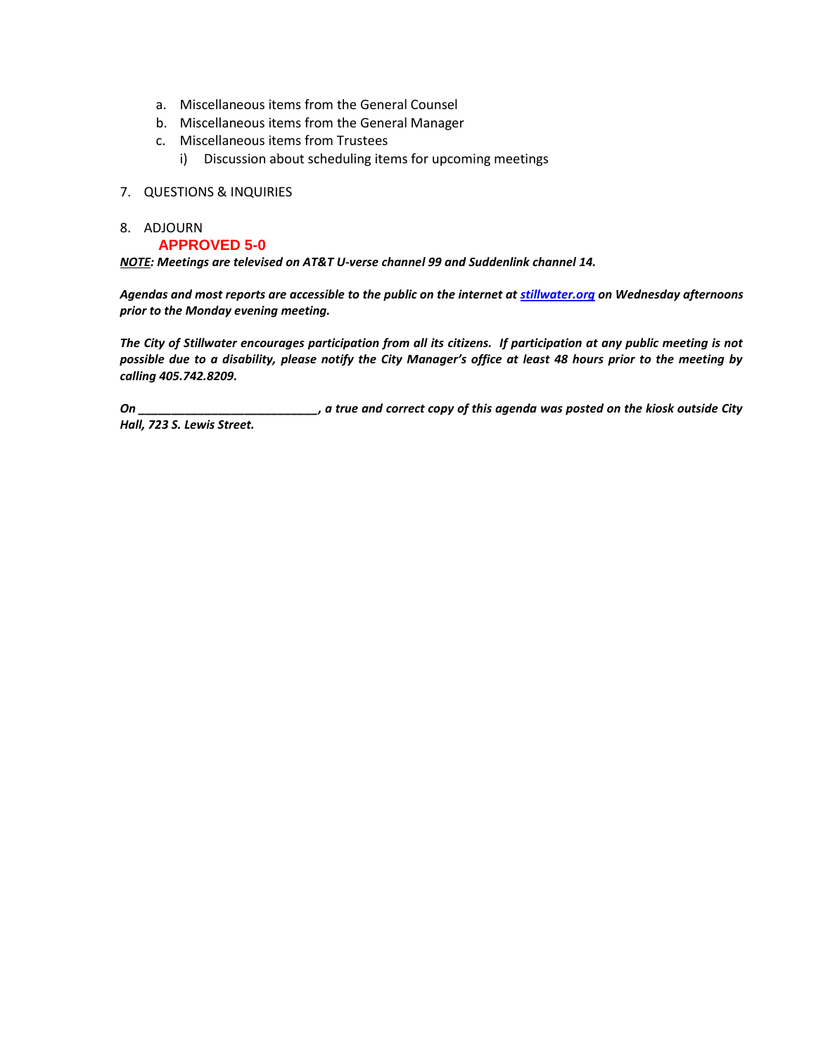a. Miscellaneous items from the General Counsel
b. Miscellaneous items from the General Manager
c. Miscellaneous items from Trustees
    i) Discussion about scheduling items for upcoming meetings

7. QUESTIONS & INQUIRIES

8. ADJOURN

**APPROVED 5-0**

***NOTE*: Meetings are televised on AT&T U-verse channel 99 and Suddenlink channel 14.**

***Agendas and most reports are accessible to the public on the internet at [stillwater.org](stillwater.org) on Wednesday afternoons prior to the Monday evening meeting.***

***The City of Stillwater encourages participation from all its citizens. If participation at any public meeting is not possible due to a disability, please notify the City Manager's office at least 48 hours prior to the meeting by calling 405.742.8209.***

***On ___________________________, a true and correct copy of this agenda was posted on the kiosk outside City Hall, 723 S. Lewis Street.***